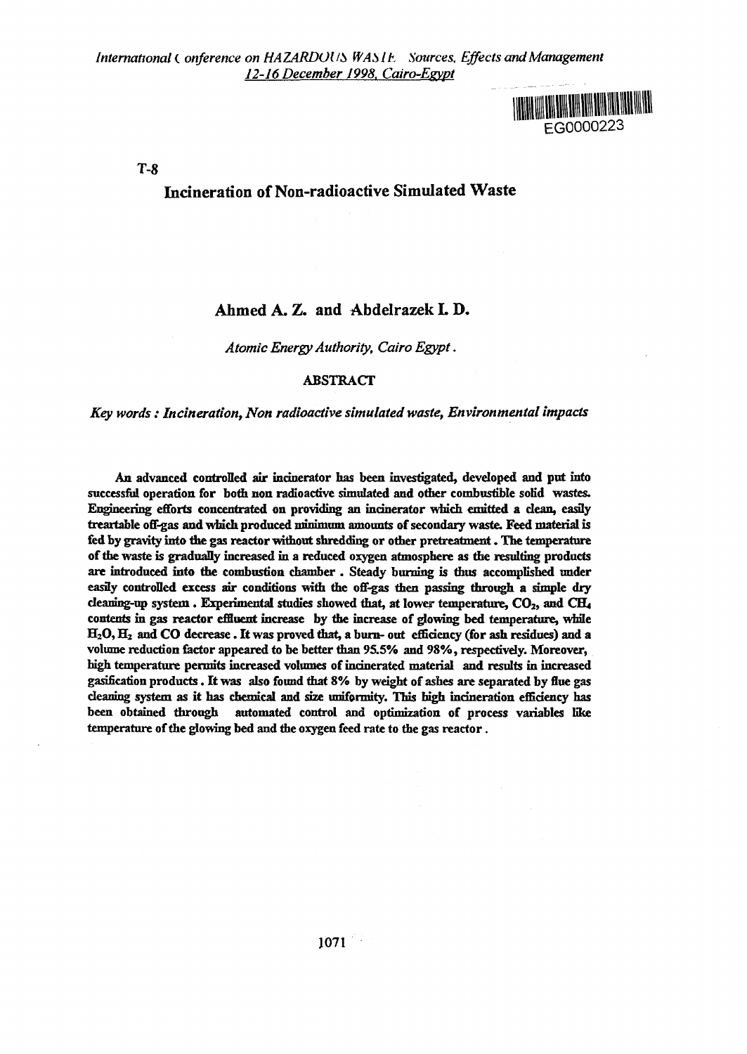*International Conference on HAZARDOUS WASTE: Sources, Effects and Management*
*12-16 December 1998, Cairo-Egypt*

EG0000223

T-8

# Incineration of Non-radioactive Simulated Waste

## Ahmed A. Z. and Abdelrazek I. D.

*Atomic Energy Authority, Cairo Egypt.*

### ABSTRACT

*Key words : Incineration, Non radioactive simulated waste, Environmental impacts*

An advanced controlled air incinerator has been investigated, developed and put into successful operation for both non radioactive simulated and other combustible solid wastes. Engineering efforts concentrated on providing an incinerator which emitted a clean, easily treartable off-gas and which produced minimum amounts of secondary waste. Feed material is fed by gravity into the gas reactor without shredding or other pretreatment. The temperature of the waste is gradually increased in a reduced oxygen atmosphere as the resulting products are introduced into the combustion chamber. Steady burning is thus accomplished under easily controlled excess air conditions with the off-gas then passing through a simple dry cleaning-up system. Experimental studies showed that, at lower temperature, $CO_2$, and $CH_4$ contents in gas reactor effluent increase by the increase of glowing bed temperature, while $H_2O$, $H_2$ and CO decrease. It was proved that, a burn- out efficiency (for ash residues) and a volume reduction factor appeared to be better than 95.5% and 98%, respectively. Moreover, high temperature permits increased volumes of incinerated material and results in increased gasification products. It was also found that 8% by weight of ashes are separated by flue gas cleaning system as it has chemical and size uniformity. This high incineration efficiency has been obtained through automated control and optimization of process variables like temperature of the glowing bed and the oxygen feed rate to the gas reactor.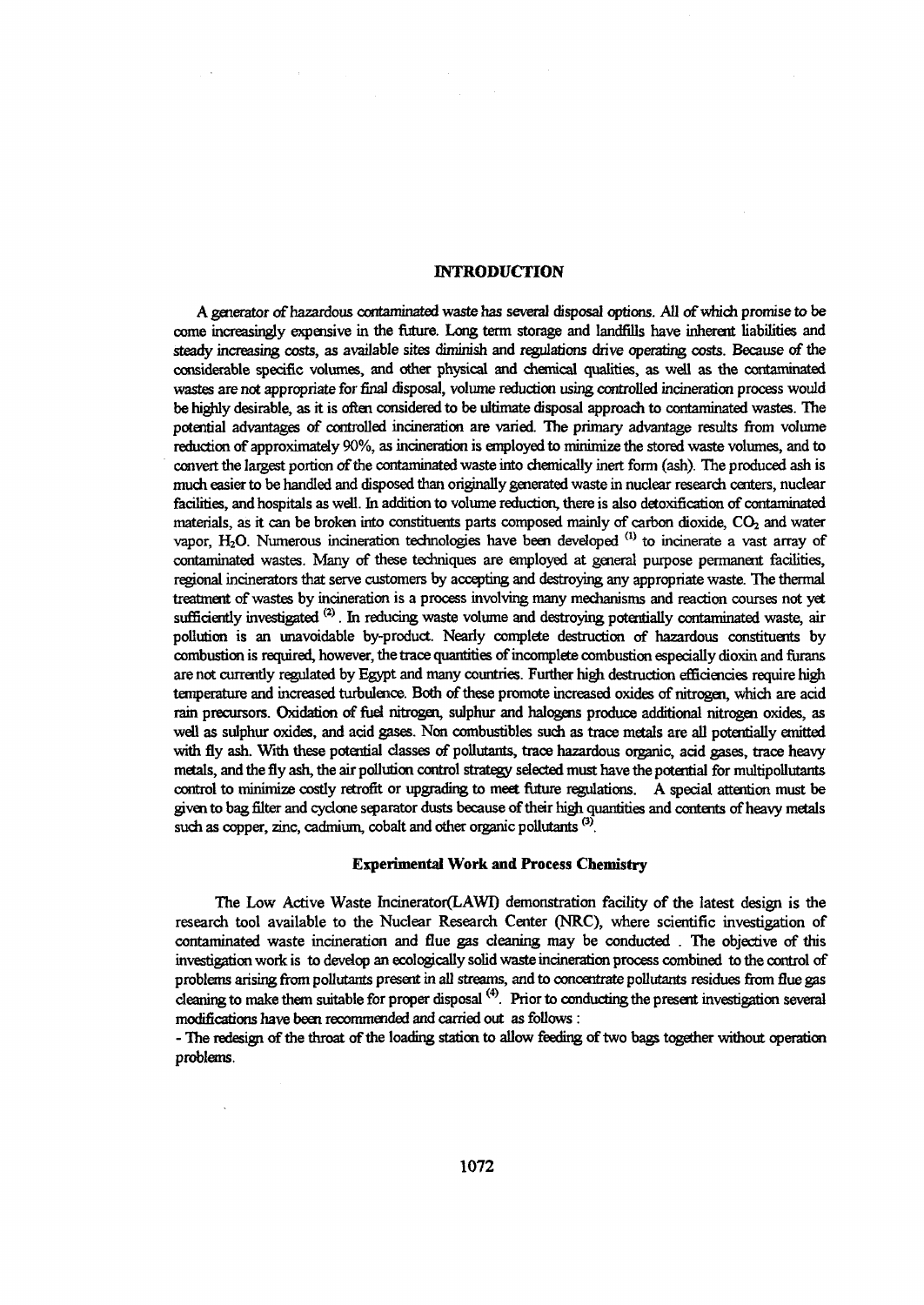## INTRODUCTION

A generator of hazardous contaminated waste has several disposal options. All of which promise to be come increasingly expensive in the future. Long term storage and landfills have inherent liabilities and steady increasing costs, as available sites diminish and regulations drive operating costs. Because of the considerable specific volumes, and other physical and chemical qualities, as well as the contaminated wastes are not appropriate for final disposal, volume reduction using controlled incineration process would be highly desirable, as it is often considered to be ultimate disposal approach to contaminated wastes. The potential advantages of controlled incineration are varied. The primary advantage results from volume reduction of approximately 90%, as incineration is employed to minimize the stored waste volumes, and to convert the largest portion of the contaminated waste into chemically inert form (ash). The produced ash is much easier to be handled and disposed than originally generated waste in nuclear research centers, nuclear facilities, and hospitals as well. In addition to volume reduction, there is also detoxification of contaminated materials, as it can be broken into constituents parts composed mainly of carbon dioxide, $CO_2$ and water vapor, $H_2O$. Numerous incineration technologies have been developed [1] to incinerate a vast array of contaminated wastes. Many of these techniques are employed at general purpose permanent facilities, regional incinerators that serve customers by accepting and destroying any appropriate waste. The thermal treatment of wastes by incineration is a process involving many mechanisms and reaction courses not yet sufficiently investigated [2]. In reducing waste volume and destroying potentially contaminated waste, air pollution is an unavoidable by-product. Nearly complete destruction of hazardous constituents by combustion is required, however, the trace quantities of incomplete combustion especially dioxin and furans are not currently regulated by Egypt and many countries. Further high destruction efficiencies require high temperature and increased turbulence. Both of these promote increased oxides of nitrogen, which are acid rain precursors. Oxidation of fuel nitrogen, sulphur and halogens produce additional nitrogen oxides, as well as sulphur oxides, and acid gases. Non combustibles such as trace metals are all potentially emitted with fly ash. With these potential classes of pollutants, trace hazardous organic, acid gases, trace heavy metals, and the fly ash, the air pollution control strategy selected must have the potential for multipollutants control to minimize costly retrofit or upgrading to meet future regulations. A special attention must be given to bag filter and cyclone separator dusts because of their high quantities and contents of heavy metals such as copper, zinc, cadmium, cobalt and other organic pollutants [3].

### Experimental Work and Process Chemistry

The Low Active Waste Incinerator(LAWI) demonstration facility of the latest design is the research tool available to the Nuclear Research Center (NRC), where scientific investigation of contaminated waste incineration and flue gas cleaning may be conducted . The objective of this investigation work is to develop an ecologically solid waste incineration process combined to the control of problems arising from pollutants present in all streams, and to concentrate pollutants residues from flue gas cleaning to make them suitable for proper disposal [4]. Prior to conducting the present investigation several modifications have been recommended and carried out as follows :

- The redesign of the throat of the loading station to allow feeding of two bags together without operation problems.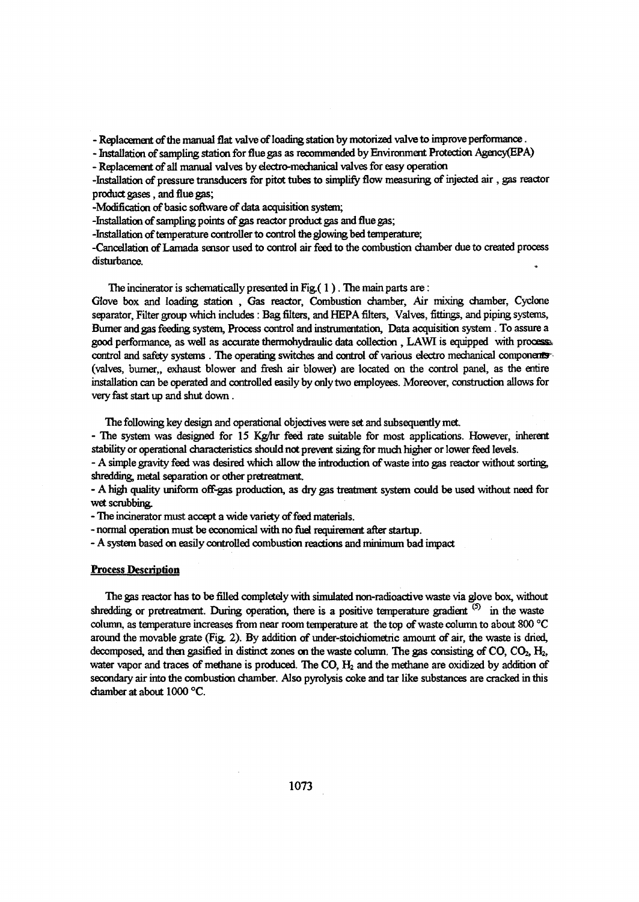- Replacement of the manual flat valve of loading station by motorized valve to improve performance .
- Installation of sampling station for flue gas as recommended by Environment Protection Agency(EPA)
- Replacement of all manual valves by electro-mechanical valves for easy operation
-Installation of pressure transducers for pitot tubes to simplify flow measuring of injected air , gas reactor product gases , and flue gas;
-Modification of basic software of data acquisition system;
-Installation of sampling points of gas reactor product gas and flue gas;
-Installation of temperature controller to control the glowing bed temperature;
-Cancellation of Lamada sensor used to control air feed to the combustion chamber due to created process disturbance.

The incinerator is schematically presented in Fig.( 1 ) . The main parts are :
Glove box and loading station , Gas reactor, Combustion chamber, Air mixing chamber, Cyclone separator, Filter group which includes : Bag filters, and HEPA filters, Valves, fittings, and piping systems, Burner and gas feeding system, Process control and instrumentation, Data acquisition system . To assure a good performance, as well as accurate thermohydraulic data collection , LAWI is equipped with process control and safety systems . The operating switches and control of various electro mechanical components (valves, burner,, exhaust blower and fresh air blower) are located on the control panel, as the entire installation can be operated and controlled easily by only two employees. Moreover, construction allows for very fast start up and shut down .

The following key design and operational objectives were set and subsequently met.
- The system was designed for 15 Kg/hr feed rate suitable for most applications. However, inherent stability or operational characteristics should not prevent sizing for much higher or lower feed levels.
- A simple gravity feed was desired which allow the introduction of waste into gas reactor without sorting, shredding, metal separation or other pretreatment.
- A high quality uniform off-gas production, as dry gas treatment system could be used without need for wet scrubbing.
- The incinerator must accept a wide variety of feed materials.
- normal operation must be economical with no fuel requirement after startup.
- A system based on easily controlled combustion reactions and minimum bad impact

**Process Description**

The gas reactor has to be filled completely with simulated non-radioactive waste via glove box, without shredding or pretreatment. During operation, there is a positive temperature gradient [5] in the waste column, as temperature increases from near room temperature at the top of waste column to about 800 °C around the movable grate (Fig. 2). By addition of under-stoichiometric amount of air, the waste is dried, decomposed, and then gasified in distinct zones on the waste column. The gas consisting of CO, $CO_2$, $H_2$, water vapor and traces of methane is produced. The CO, $H_2$ and the methane are oxidized by addition of secondary air into the combustion chamber. Also pyrolysis coke and tar like substances are cracked in this chamber at about 1000 °C.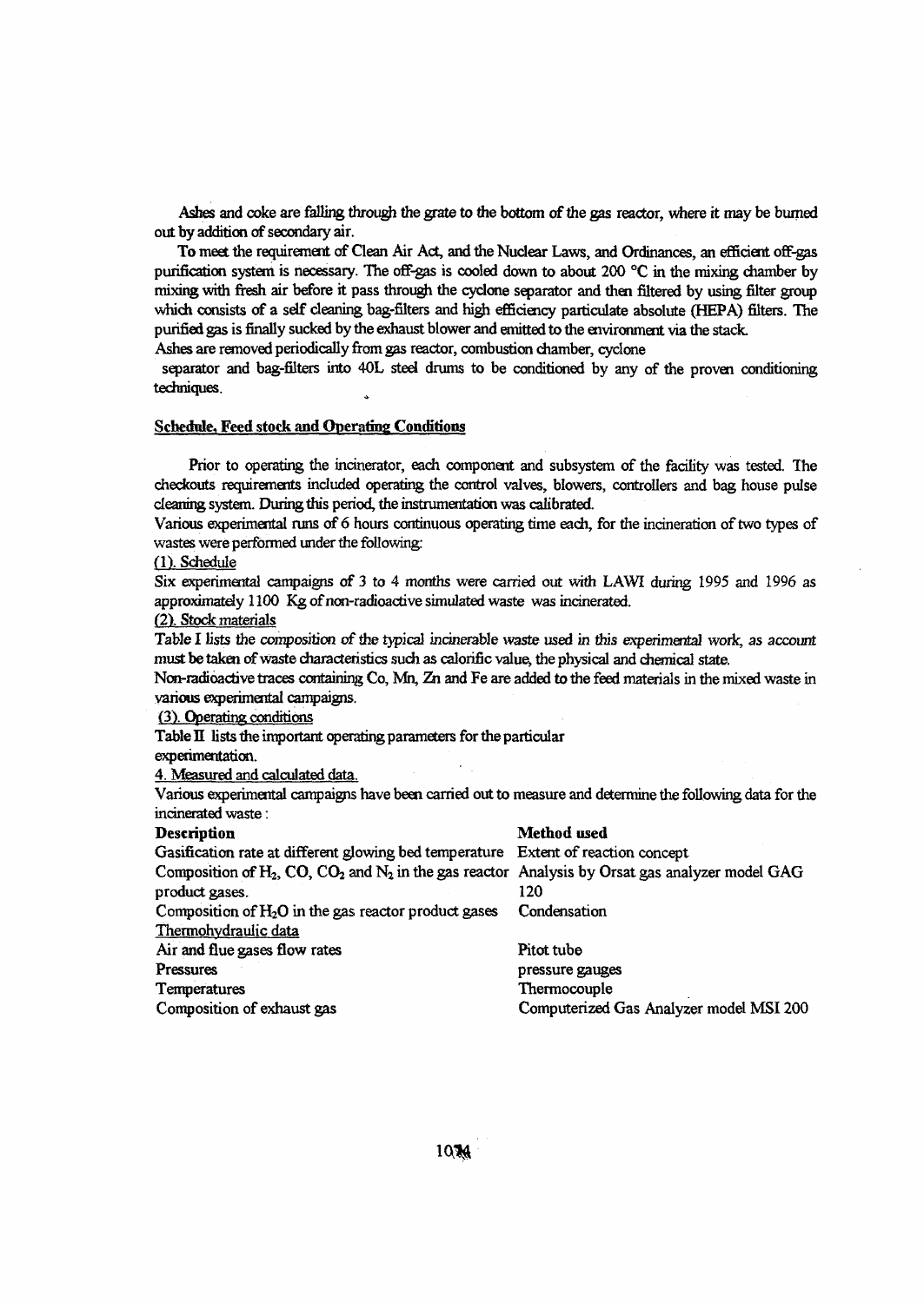Ashes and coke are falling through the grate to the bottom of the gas reactor, where it may be burned out by addition of secondary air.

To meet the requirement of Clean Air Act, and the Nuclear Laws, and Ordinances, an efficient off-gas purification system is necessary. The off-gas is cooled down to about 200 °C in the mixing chamber by mixing with fresh air before it pass through the cyclone separator and then filtered by using filter group which consists of a self cleaning bag-filters and high efficiency particulate absolute (HEPA) filters. The purified gas is finally sucked by the exhaust blower and emitted to the environment via the stack.

Ashes are removed periodically from gas reactor, combustion chamber, cyclone separator and bag-filters into 40L steel drums to be conditioned by any of the proven conditioning techniques.

## Schedule, Feed stock and Operating Conditions

Prior to operating the incinerator, each component and subsystem of the facility was tested. The checkouts requirements included operating the control valves, blowers, controllers and bag house pulse cleaning system. During this period, the instrumentation was calibrated.

Various experimental runs of 6 hours continuous operating time each, for the incineration of two types of wastes were performed under the following:

(1). Schedule

Six experimental campaigns of 3 to 4 months were carried out with LAWI during 1995 and 1996 as approximately 1100 Kg of non-radioactive simulated waste was incinerated.

(2). Stock materials

Table I lists the composition of the typical incinerable waste used in this experimental work, as account must be taken of waste characteristics such as calorific value, the physical and chemical state.

Non-radioactive traces containing Co, Mn, Zn and Fe are added to the feed materials in the mixed waste in various experimental campaigns.

(3). Operating conditions

Table II lists the important operating parameters for the particular experimentation.

4. Measured and calculated data.

Various experimental campaigns have been carried out to measure and determine the following data for the incinerated waste:

| Description | Method used |
|---|---|
| Gasification rate at different glowing bed temperature | Extent of reaction concept |
| Composition of $H_2$, CO, $CO_2$ and $N_2$ in the gas reactor product gases. | Analysis by Orsat gas analyzer model GAG 120 |
| Composition of $H_2O$ in the gas reactor product gases | Condensation |
| Thermohydraulic data | |
| Air and flue gases flow rates | Pitot tube |
| Pressures | pressure gauges |
| Temperatures | Thermocouple |
| Composition of exhaust gas | Computerized Gas Analyzer model MSI 200 |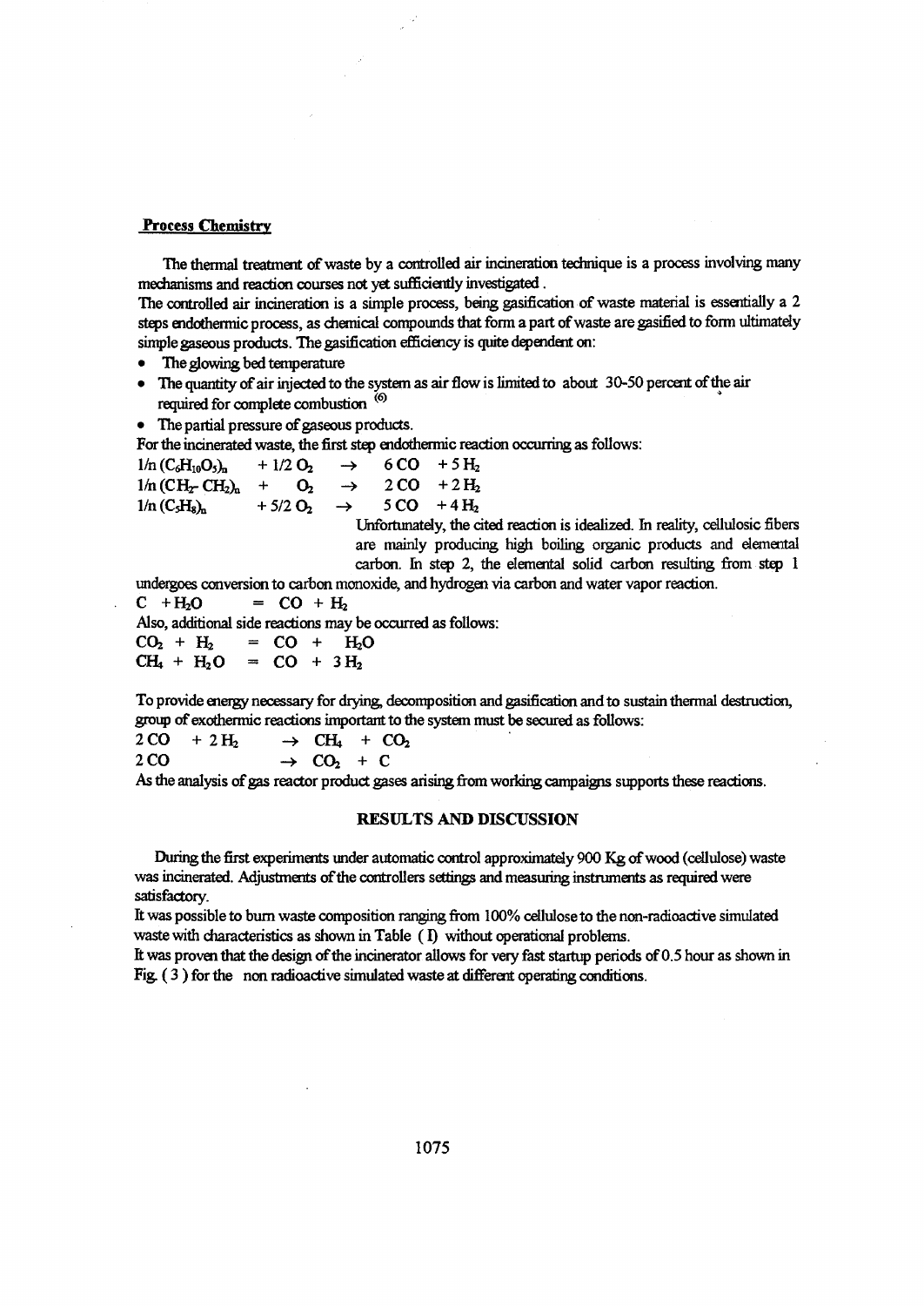**Process Chemistry**

The thermal treatment of waste by a controlled air incineration technique is a process involving many mechanisms and reaction courses not yet sufficiently investigated.

The controlled air incineration is a simple process, being gasification of waste material is essentially a 2 steps endothermic process, as chemical compounds that form a part of waste are gasified to form ultimately simple gaseous products. The gasification efficiency is quite dependent on:

- The glowing bed temperature
- The quantity of air injected to the system as air flow is limited to about 30-50 percent of the air required for complete combustion [6]
- The partial pressure of gaseous products.

For the incinerated waste, the first step endothermic reaction occurring as follows:

$$1/n\,(C_6H_{10}O_5)_n + 1/2\,O_2 \rightarrow 6\,CO + 5\,H_2$$

$$1/n\,(CH_2\text{-}CH_2)_n + O_2 \rightarrow 2\,CO + 2\,H_2$$

$$1/n\,(C_5H_8)_n + 5/2\,O_2 \rightarrow 5\,CO + 4\,H_2$$

Unfortunately, the cited reaction is idealized. In reality, cellulosic fibers are mainly producing high boiling organic products and elemental carbon. In step 2, the elemental solid carbon resulting from step 1 undergoes conversion to carbon monoxide, and hydrogen via carbon and water vapor reaction.

$$C + H_2O = CO + H_2$$

Also, additional side reactions may be occurred as follows:

$$CO_2 + H_2 = CO + H_2O$$

$$CH_4 + H_2O = CO + 3\,H_2$$

To provide energy necessary for drying, decomposition and gasification and to sustain thermal destruction, group of exothermic reactions important to the system must be secured as follows:

$$2\,CO + 2\,H_2 \rightarrow CH_4 + CO_2$$

$$2\,CO \rightarrow CO_2 + C$$

As the analysis of gas reactor product gases arising from working campaigns supports these reactions.

## RESULTS AND DISCUSSION

During the first experiments under automatic control approximately 900 Kg of wood (cellulose) waste was incinerated. Adjustments of the controllers settings and measuring instruments as required were satisfactory.

It was possible to burn waste composition ranging from 100% cellulose to the non-radioactive simulated waste with characteristics as shown in Table ( I) without operational problems.

It was proven that the design of the incinerator allows for very fast startup periods of 0.5 hour as shown in Fig. ( 3 ) for the non radioactive simulated waste at different operating conditions.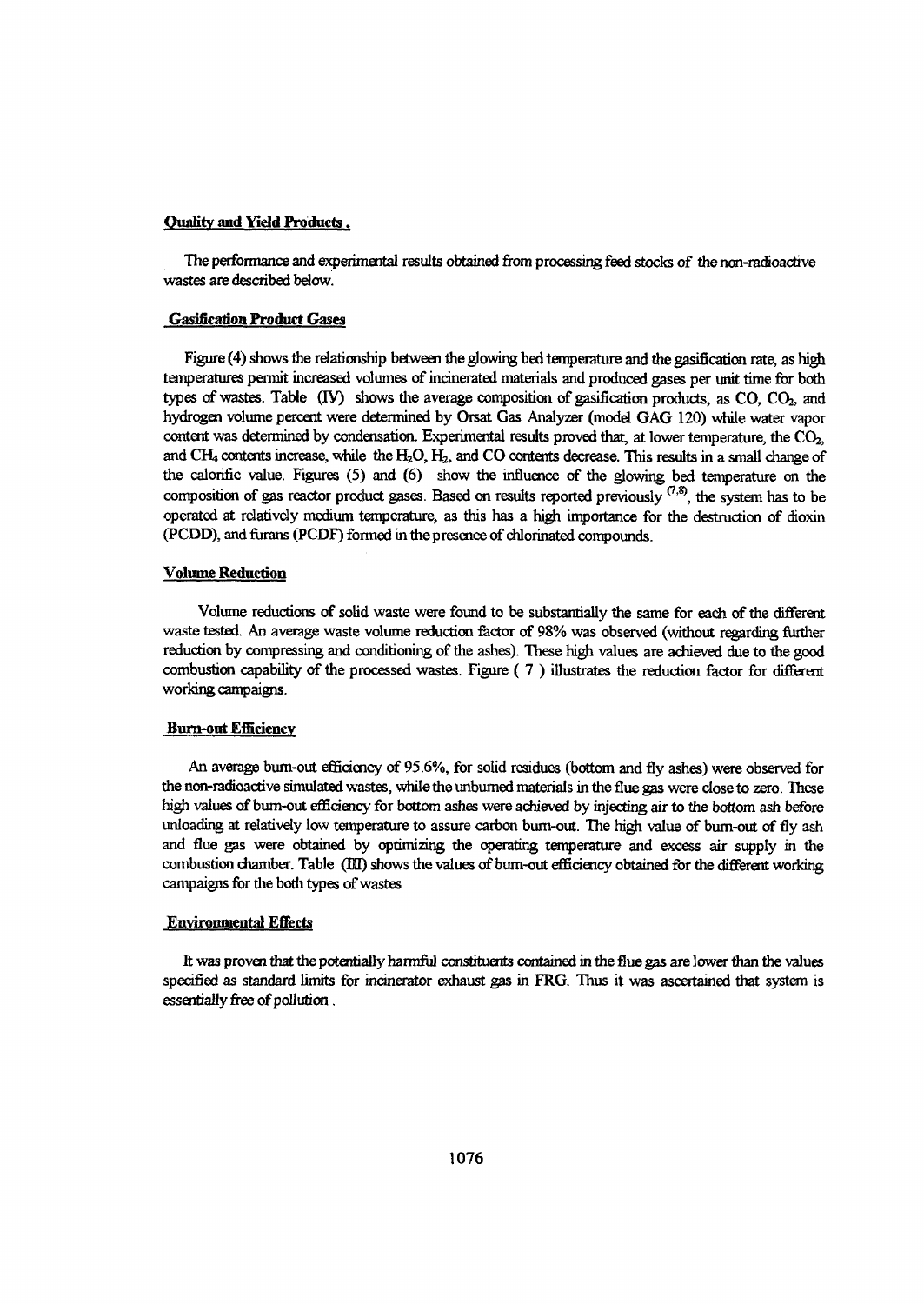## Quality and Yield Products.

The performance and experimental results obtained from processing feed stocks of the non-radioactive wastes are described below.

### Gasification Product Gases

Figure (4) shows the relationship between the glowing bed temperature and the gasification rate, as high temperatures permit increased volumes of incinerated materials and produced gases per unit time for both types of wastes. Table (IV) shows the average composition of gasification products, as CO, $CO_2$, and hydrogen volume percent were determined by Orsat Gas Analyzer (model GAG 120) while water vapor content was determined by condensation. Experimental results proved that, at lower temperature, the $CO_2$, and $CH_4$ contents increase, while the $H_2O$, $H_2$, and CO contents decrease. This results in a small change of the calorific value. Figures (5) and (6) show the influence of the glowing bed temperature on the composition of gas reactor product gases. Based on results reported previously [7,8], the system has to be operated at relatively medium temperature, as this has a high importance for the destruction of dioxin (PCDD), and furans (PCDF) formed in the presence of chlorinated compounds.

### Volume Reduction

Volume reductions of solid waste were found to be substantially the same for each of the different waste tested. An average waste volume reduction factor of 98% was observed (without regarding further reduction by compressing and conditioning of the ashes). These high values are achieved due to the good combustion capability of the processed wastes. Figure ( 7 ) illustrates the reduction factor for different working campaigns.

### Burn-out Efficiency

An average burn-out efficiency of 95.6%, for solid residues (bottom and fly ashes) were observed for the non-radioactive simulated wastes, while the unburned materials in the flue gas were close to zero. These high values of burn-out efficiency for bottom ashes were achieved by injecting air to the bottom ash before unloading at relatively low temperature to assure carbon burn-out. The high value of burn-out of fly ash and flue gas were obtained by optimizing the operating temperature and excess air supply in the combustion chamber. Table (III) shows the values of burn-out efficiency obtained for the different working campaigns for the both types of wastes

### Environmental Effects

It was proven that the potentially harmful constituents contained in the flue gas are lower than the values specified as standard limits for incinerator exhaust gas in FRG. Thus it was ascertained that system is essentially free of pollution .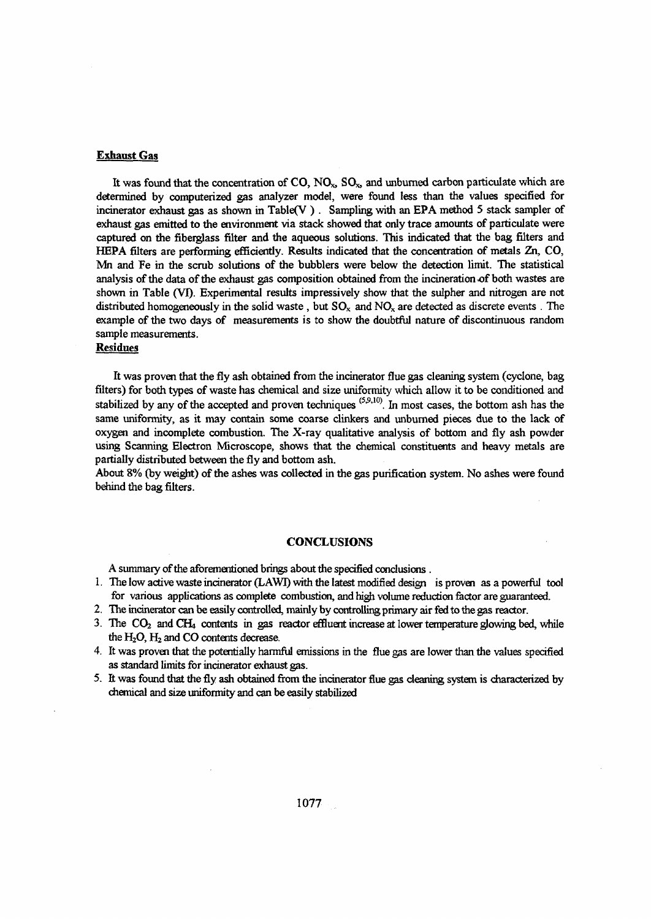**Exhaust Gas**

It was found that the concentration of CO, $NO_x$, $SO_x$, and unburned carbon particulate which are determined by computerized gas analyzer model, were found less than the values specified for incinerator exhaust gas as shown in Table(V ). Sampling with an EPA method 5 stack sampler of exhaust gas emitted to the environment via stack showed that only trace amounts of particulate were captured on the fiberglass filter and the aqueous solutions. This indicated that the bag filters and HEPA filters are performing efficiently. Results indicated that the concentration of metals Zn, CO, Mn and Fe in the scrub solutions of the bubblers were below the detection limit. The statistical analysis of the data of the exhaust gas composition obtained from the incineration of both wastes are shown in Table (VI). Experimental results impressively show that the sulpher and nitrogen are not distributed homogeneously in the solid waste , but $SO_x$ and $NO_x$ are detected as discrete events . The example of the two days of measurements is to show the doubtful nature of discontinuous random sample measurements.

**Residues**

It was proven that the fly ash obtained from the incinerator flue gas cleaning system (cyclone, bag filters) for both types of waste has chemical and size uniformity which allow it to be conditioned and stabilized by any of the accepted and proven techniques [5,9,10]. In most cases, the bottom ash has the same uniformity, as it may contain some coarse clinkers and unburned pieces due to the lack of oxygen and incomplete combustion. The X-ray qualitative analysis of bottom and fly ash powder using Scanning Electron Microscope, shows that the chemical constituents and heavy metals are partially distributed between the fly and bottom ash.

About 8% (by weight) of the ashes was collected in the gas purification system. No ashes were found behind the bag filters.

## CONCLUSIONS

A summary of the aforementioned brings about the specified conclusions .

1. The low active waste incinerator (LAWI) with the latest modified design is proven as a powerful tool for various applications as complete combustion, and high volume reduction factor are guaranteed.
2. The incinerator can be easily controlled, mainly by controlling primary air fed to the gas reactor.
3. The $CO_2$ and $CH_4$ contents in gas reactor effluent increase at lower temperature glowing bed, while the $H_2O$, $H_2$ and CO contents decrease.
4. It was proven that the potentially harmful emissions in the flue gas are lower than the values specified as standard limits for incinerator exhaust gas.
5. It was found that the fly ash obtained from the incinerator flue gas cleaning system is characterized by chemical and size uniformity and can be easily stabilized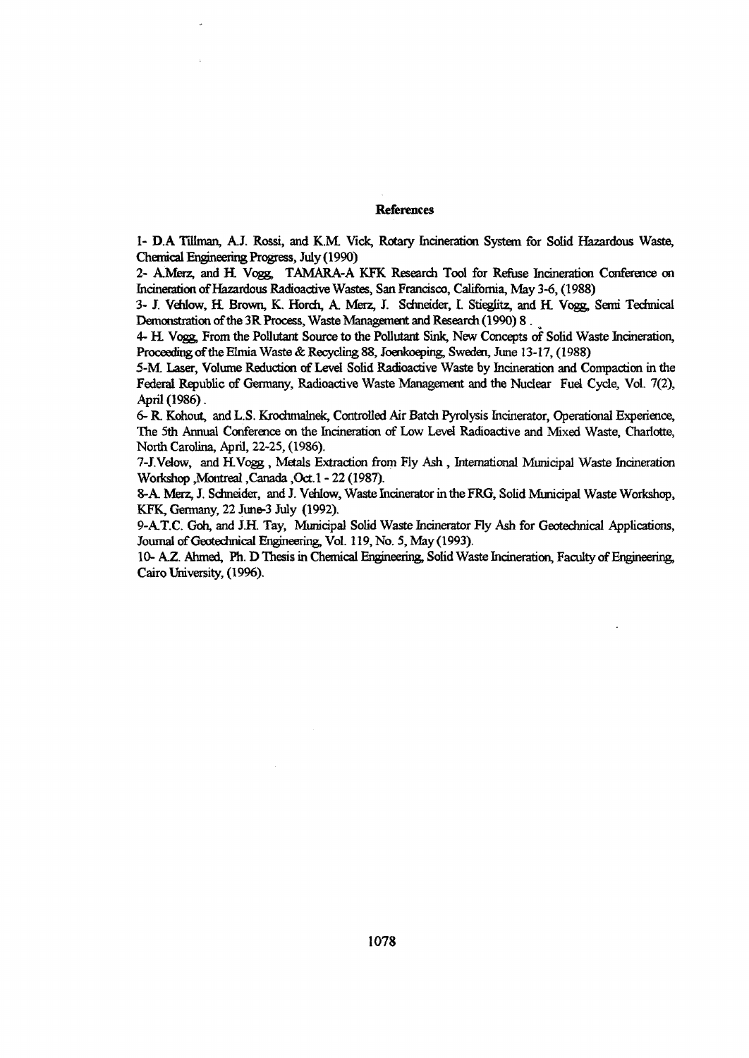## References

1- D.A Tillman, A.J. Rossi, and K.M. Vick, Rotary Incineration System for Solid Hazardous Waste, Chemical Engineering Progress, July (1990)

2- A.Merz, and H. Vogg, TAMARA-A KFK Research Tool for Refuse Incineration Conference on Incineration of Hazardous Radioactive Wastes, San Francisco, California, May 3-6, (1988)

3- J. Vehlow, H. Brown, K. Horch, A. Merz, J. Schneider, I. Stieglitz, and H. Vogg, Semi Technical Demonstration of the 3R Process, Waste Management and Research (1990) 8 .

4- H. Vogg, From the Pollutant Source to the Pollutant Sink, New Concepts of Solid Waste Incineration, Proceeding of the Elmia Waste & Recycling 88, Joenkoeping, Sweden, June 13-17, (1988)

5-M. Laser, Volume Reduction of Level Solid Radioactive Waste by Incineration and Compaction in the Federal Republic of Germany, Radioactive Waste Management and the Nuclear Fuel Cycle, Vol. 7(2), April (1986) .

6- R. Kohout, and L.S. Krochmalnek, Controlled Air Batch Pyrolysis Incinerator, Operational Experience, The 5th Annual Conference on the Incineration of Low Level Radioactive and Mixed Waste, Charlotte, North Carolina, April, 22-25, (1986).

7-J.Velow, and H.Vogg , Metals Extraction from Fly Ash , International Municipal Waste Incineration Workshop ,Montreal ,Canada ,Oct.1 - 22 (1987).

8-A. Merz, J. Schneider, and J. Vehlow, Waste Incinerator in the FRG, Solid Municipal Waste Workshop, KFK, Germany, 22 June-3 July (1992).

9-A.T.C. Goh, and J.H. Tay, Municipal Solid Waste Incinerator Fly Ash for Geotechnical Applications, Journal of Geotechnical Engineering, Vol. 119, No. 5, May (1993).

10- A.Z. Ahmed, Ph. D Thesis in Chemical Engineering, Solid Waste Incineration, Faculty of Engineering, Cairo University, (1996).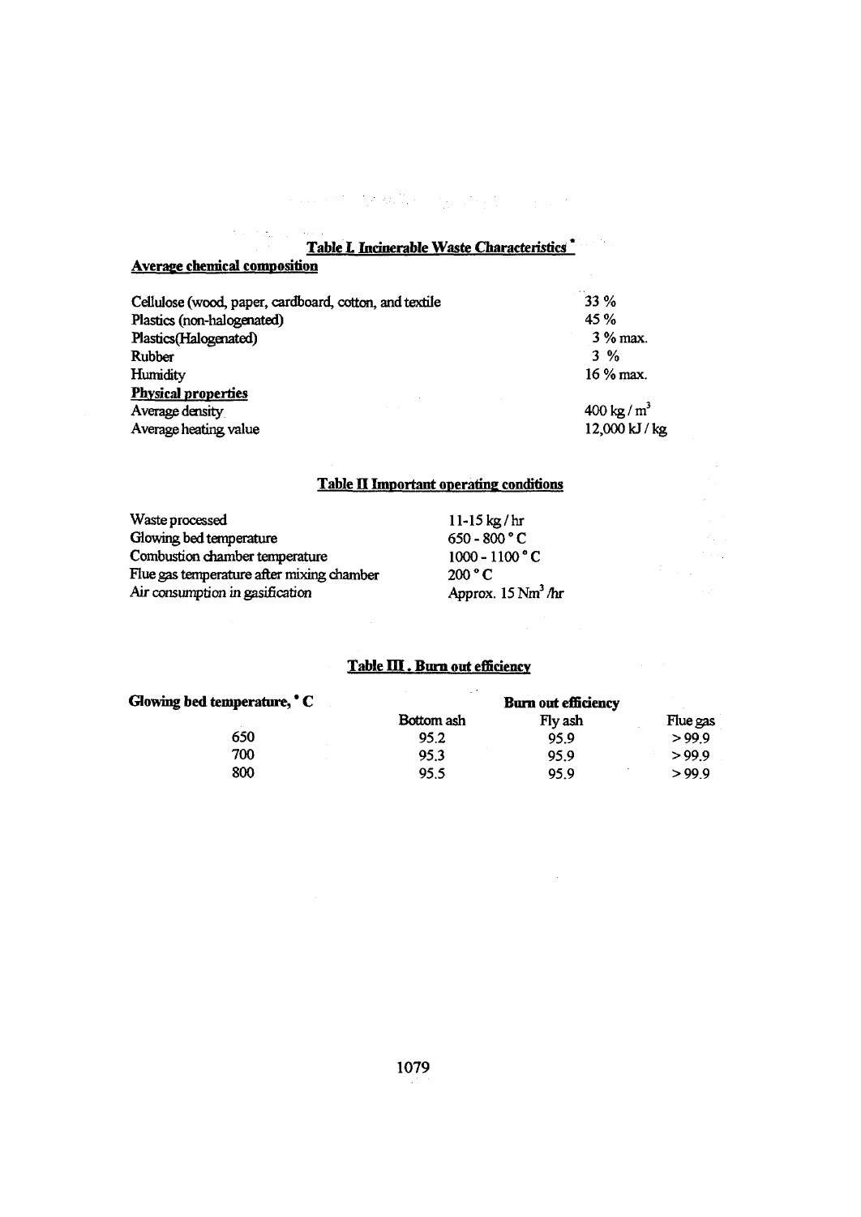## Table I. Incinerable Waste Characteristics *

**Average chemical composition**

| | |
|---|---|
| Cellulose (wood, paper, cardboard, cotton, and textile | 33 % |
| Plastics (non-halogenated) | 45 % |
| Plastics(Halogenated) | 3 % max. |
| Rubber | 3 % |
| Humidity | 16 % max. |
| **Physical properties** | |
| Average density | 400 kg / $m^3$ |
| Average heating value | 12,000 kJ / kg |

## Table II Important operating conditions

| | |
|---|---|
| Waste processed | 11-15 kg / hr |
| Glowing bed temperature | 650 - 800 ° C |
| Combustion chamber temperature | 1000 - 1100 ° C |
| Flue gas temperature after mixing chamber | 200 ° C |
| Air consumption in gasification | Approx. 15 $Nm^3$ /hr |

## Table III. Burn out efficiency

| Glowing bed temperature, ° C | Burn out efficiency | | |
|---|---|---|---|
| | Bottom ash | Fly ash | Flue gas |
| 650 | 95.2 | 95.9 | > 99.9 |
| 700 | 95.3 | 95.9 | > 99.9 |
| 800 | 95.5 | 95.9 | > 99.9 |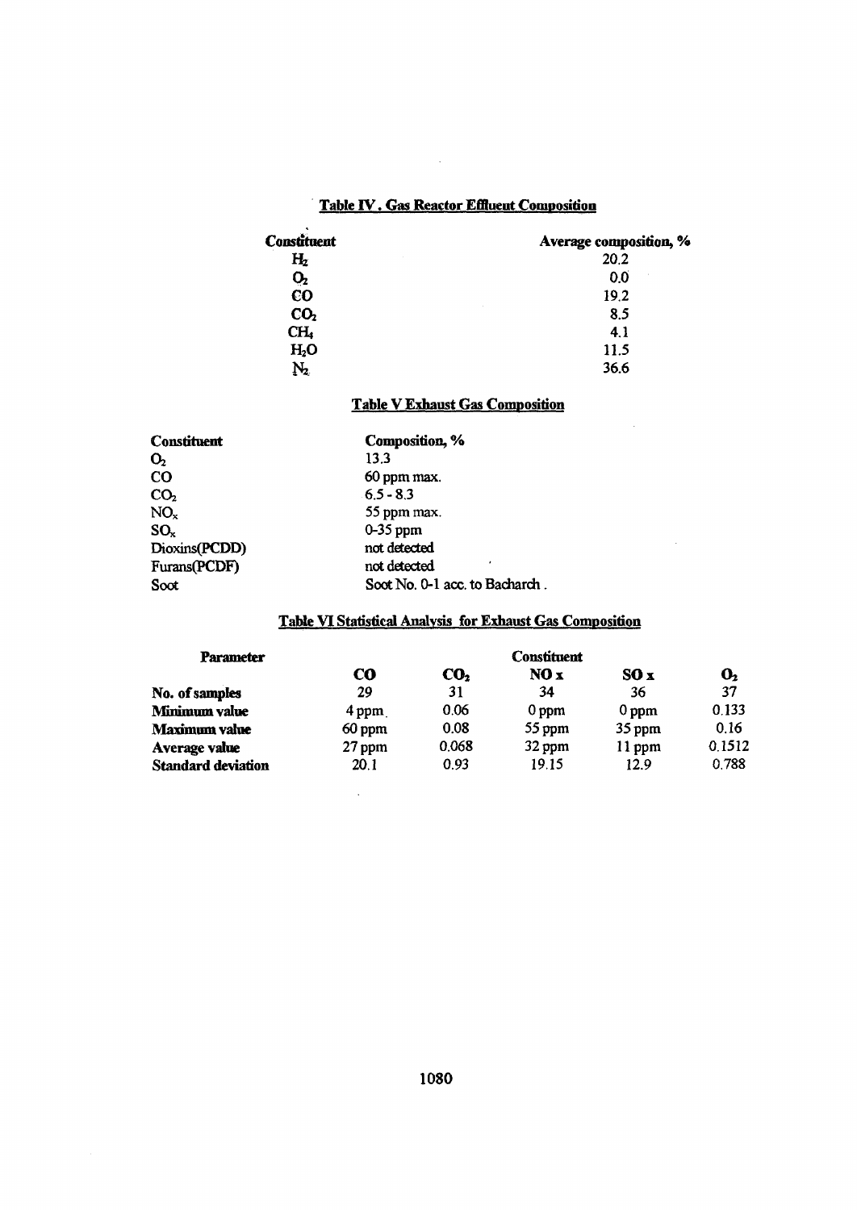**Table IV. Gas Reactor Effluent Composition**

| Constituent | Average composition, % |
|---|---|
| $H_2$ | 20.2 |
| $O_2$ | 0.0 |
| CO | 19.2 |
| $CO_2$ | 8.5 |
| $CH_4$ | 4.1 |
| $H_2O$ | 11.5 |
| $N_2$ | 36.6 |

**Table V Exhaust Gas Composition**

| Constituent | Composition, % |
|---|---|
| $O_2$ | 13.3 |
| CO | 60 ppm max. |
| $CO_2$ | 6.5 - 8.3 |
| $NO_x$ | 55 ppm max. |
| $SO_x$ | 0-35 ppm |
| Dioxins(PCDD) | not detected |
| Furans(PCDF) | not detected |
| Soot | Soot No. 0-1 acc. to Bacharch . |

**Table VI Statistical Analysis for Exhaust Gas Composition**

| Parameter | Constituent | | | | |
|---|---|---|---|---|---|
| | CO | $CO_2$ | NO x | SO x | $O_2$ |
| **No. of samples** | 29 | 31 | 34 | 36 | 37 |
| **Minimum value** | 4 ppm | 0.06 | 0 ppm | 0 ppm | 0.133 |
| **Maximum value** | 60 ppm | 0.08 | 55 ppm | 35 ppm | 0.16 |
| **Average value** | 27 ppm | 0.068 | 32 ppm | 11 ppm | 0.1512 |
| **Standard deviation** | 20.1 | 0.93 | 19.15 | 12.9 | 0.788 |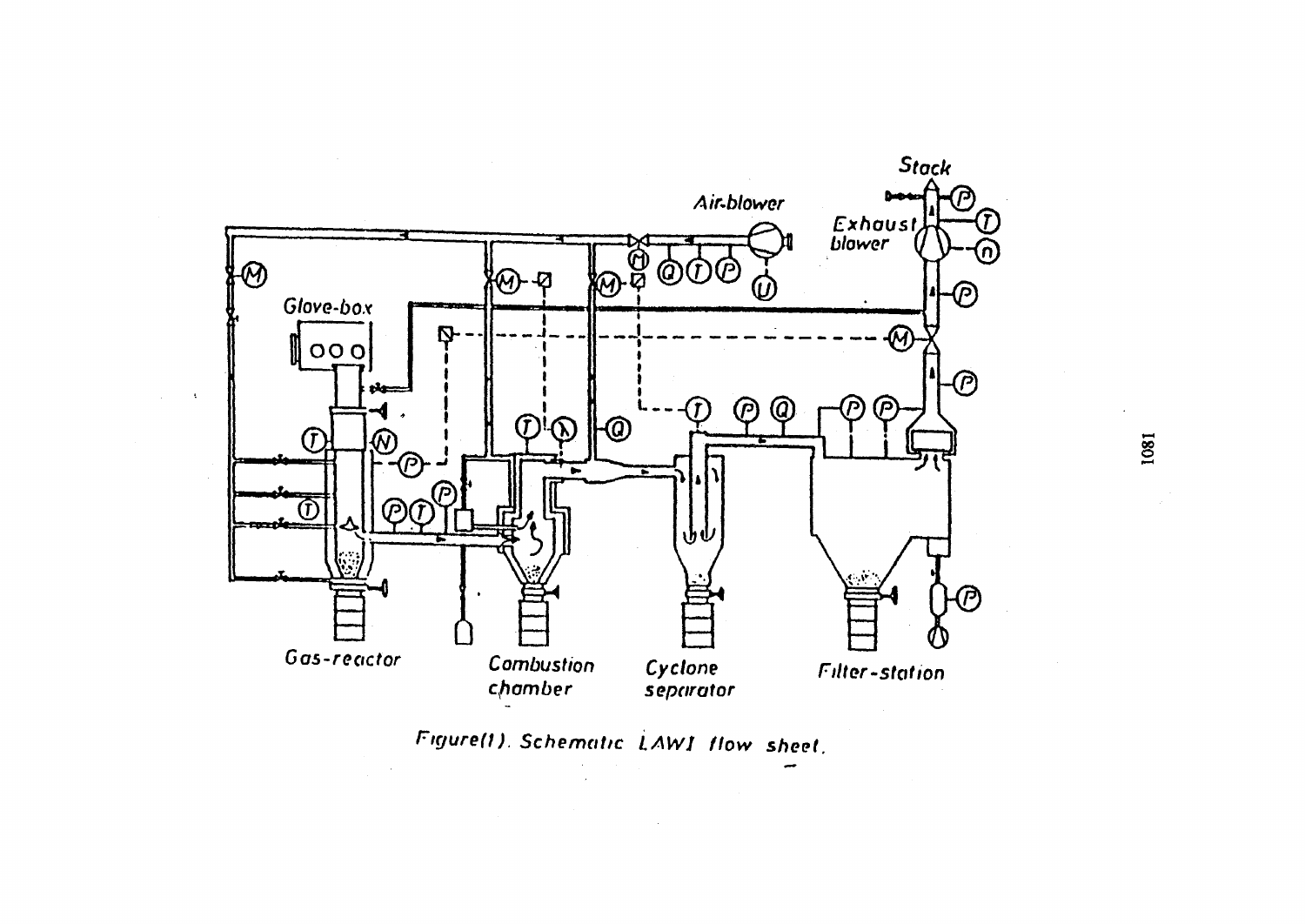Stack

Air-blower

Exhaust blower

Glove-box

Gas-reactor

Combustion chamber

Cyclone separator

Filter-station

Figure(1). Schematic LAWI flow sheet.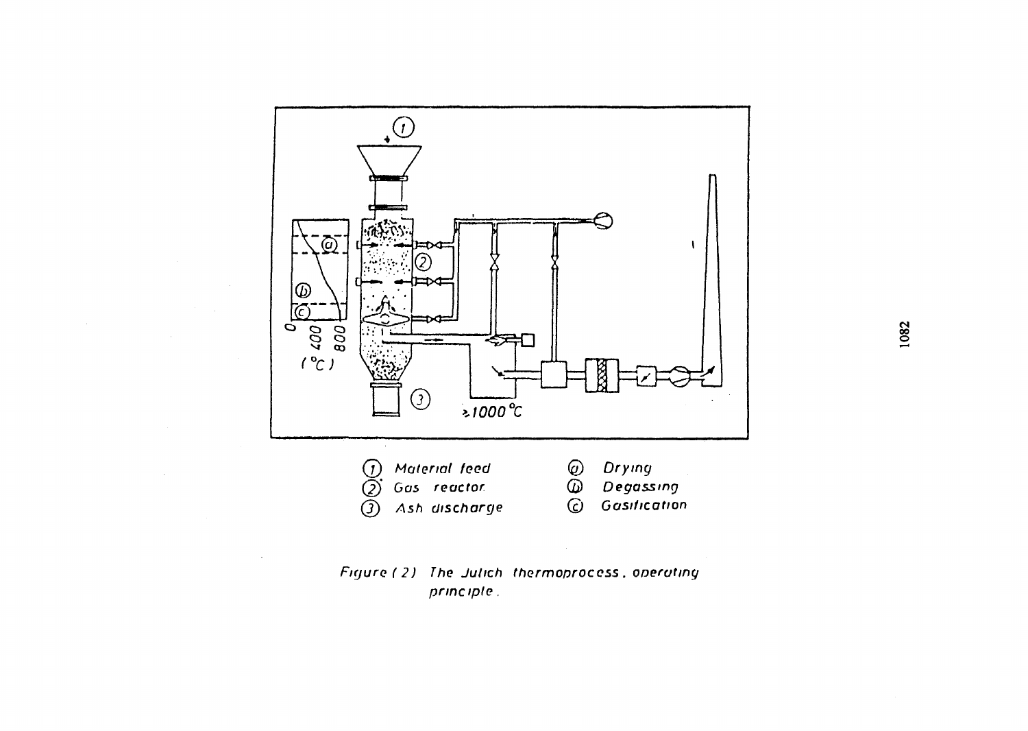① Material feed
② Gas reactor
③ Ash discharge

ⓐ Drying
ⓑ Degassing
ⓒ Gasification

Figure (2) The Julich thermoprocess, operating principle.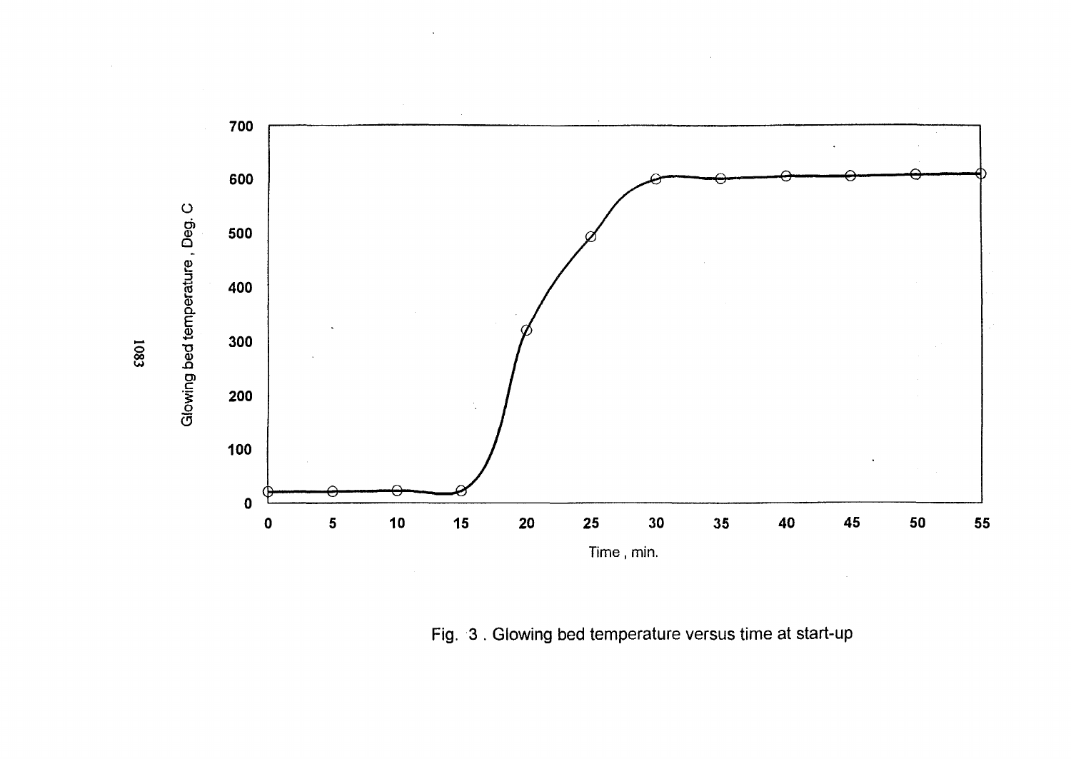Fig. 3 . Glowing bed temperature versus time at start-up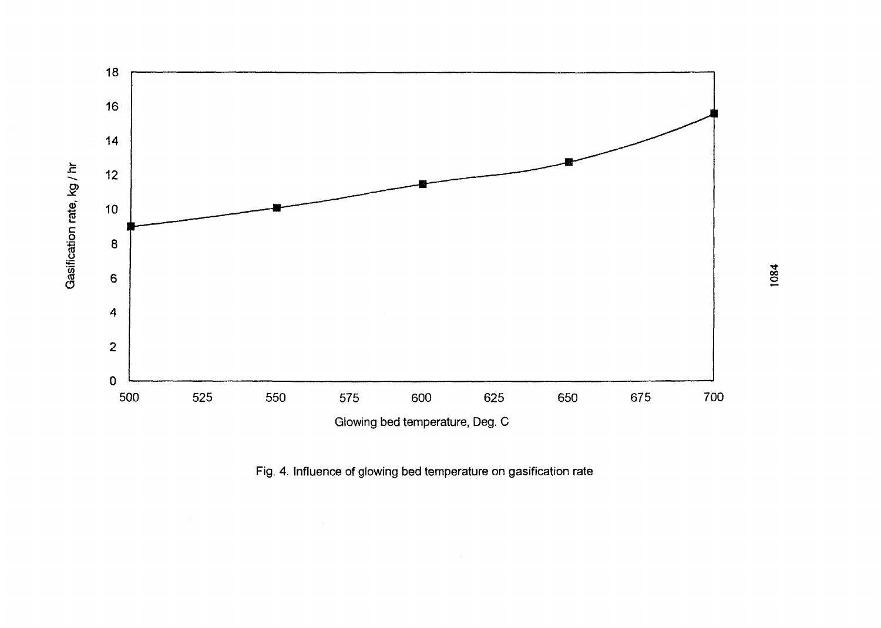Fig. 4. Influence of glowing bed temperature on gasification rate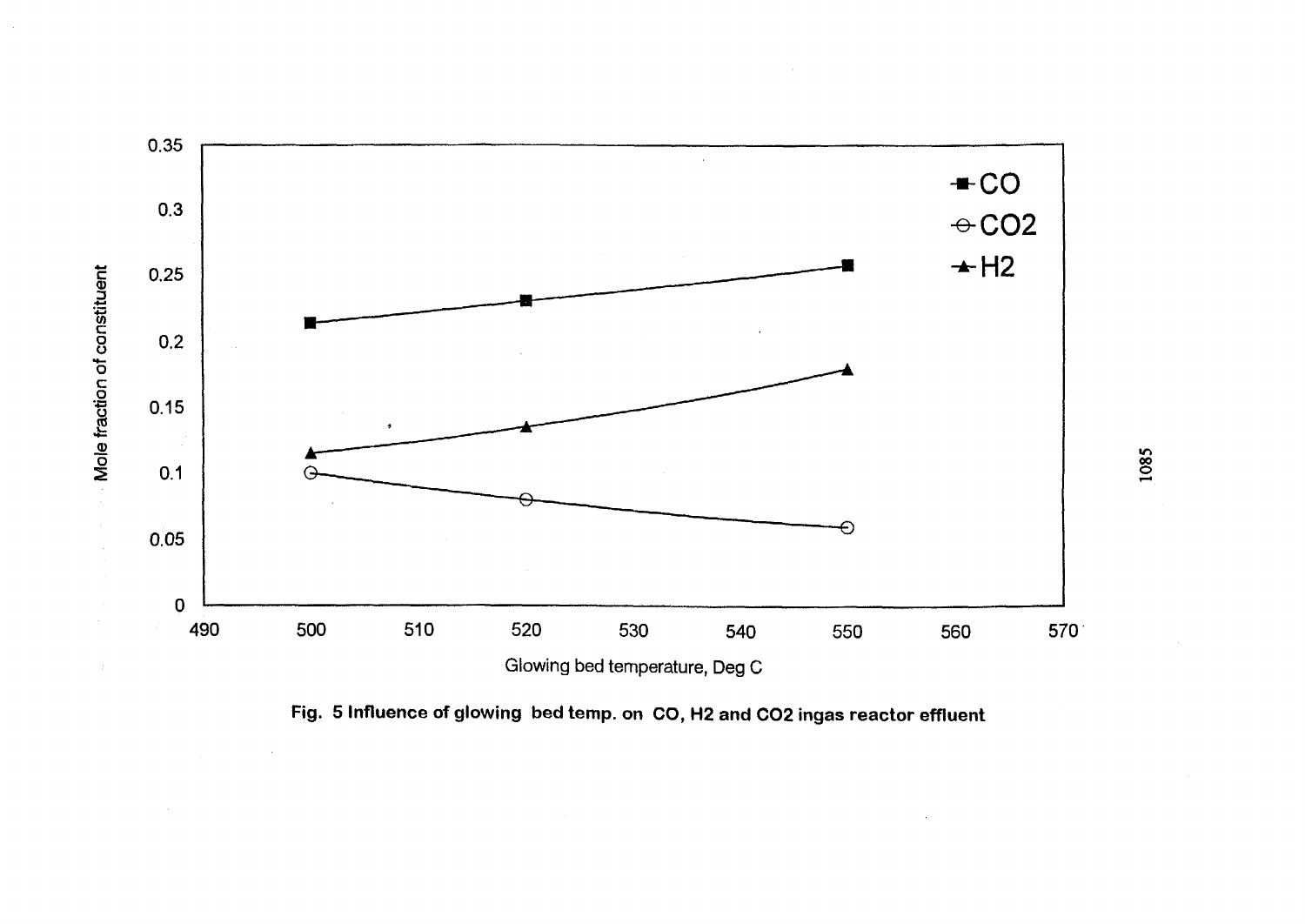Fig. 5 Influence of glowing bed temp. on CO, H2 and CO2 ingas reactor effluent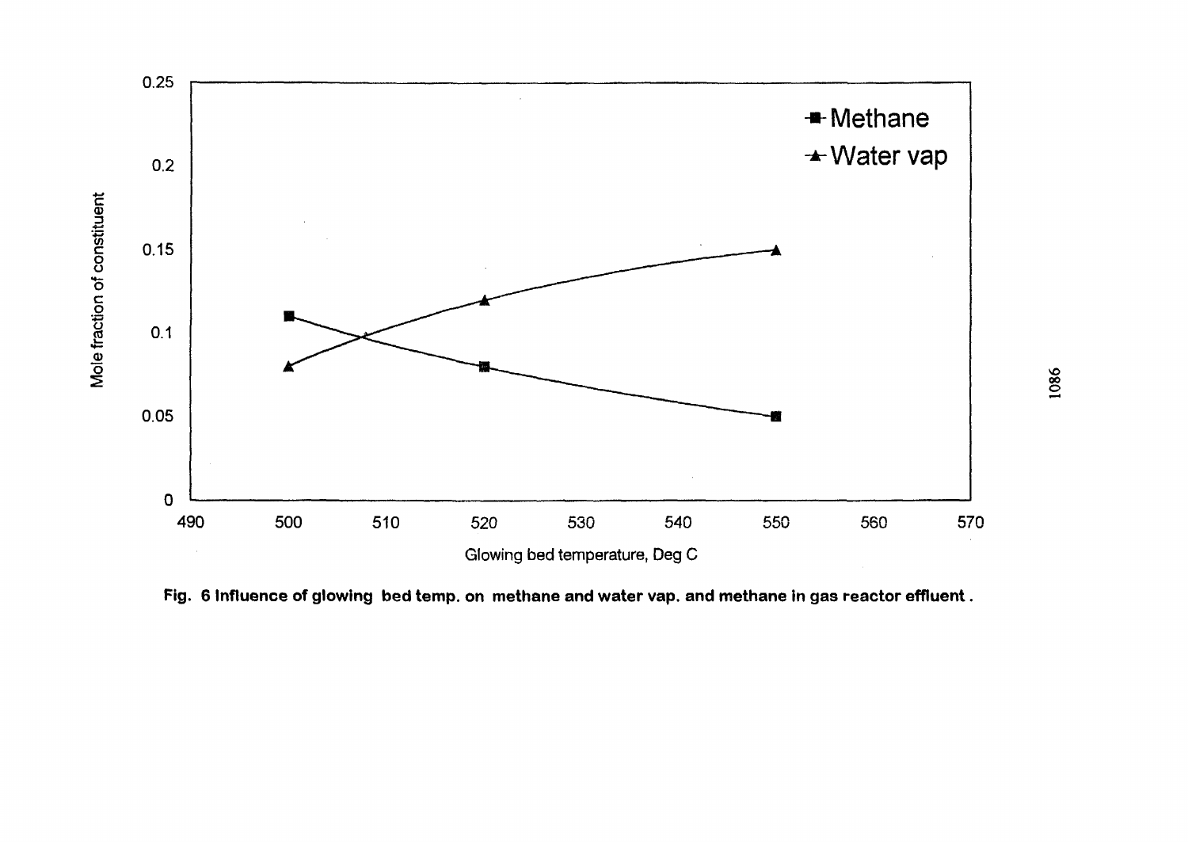**Fig. 6 Influence of glowing bed temp. on methane and water vap. and methane in gas reactor effluent .**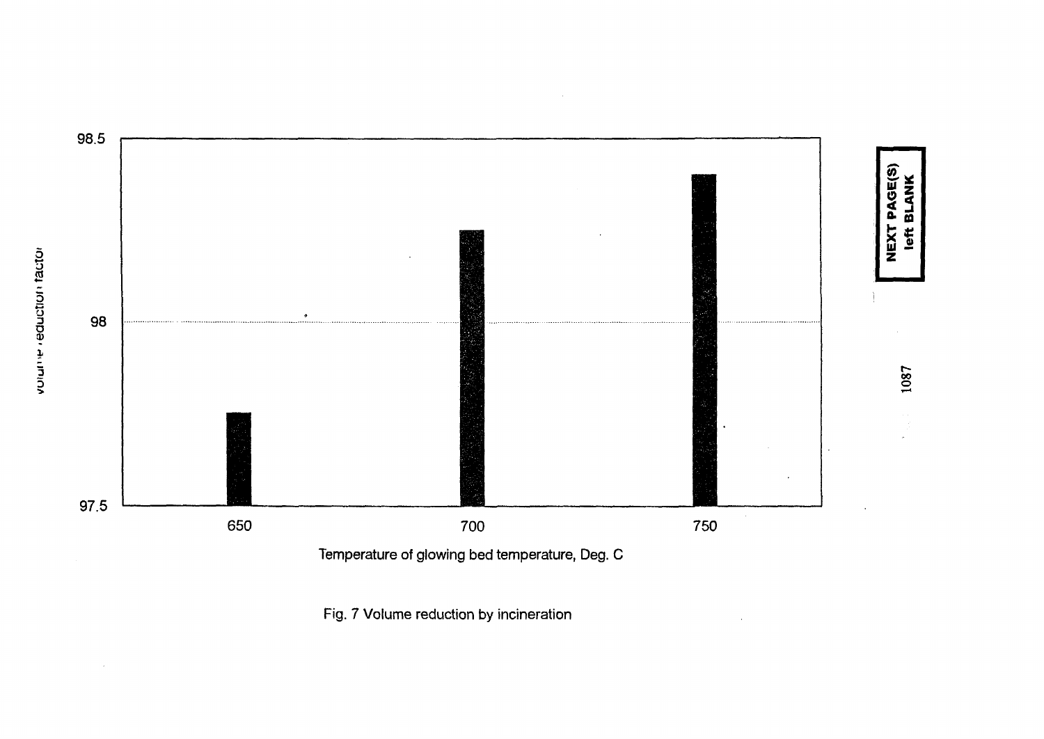98.5

98

97.5

Volume reduction factor

650

700

750

Temperature of glowing bed temperature, Deg. C

Fig. 7 Volume reduction by incineration

NEXT PAGE(S) left BLANK